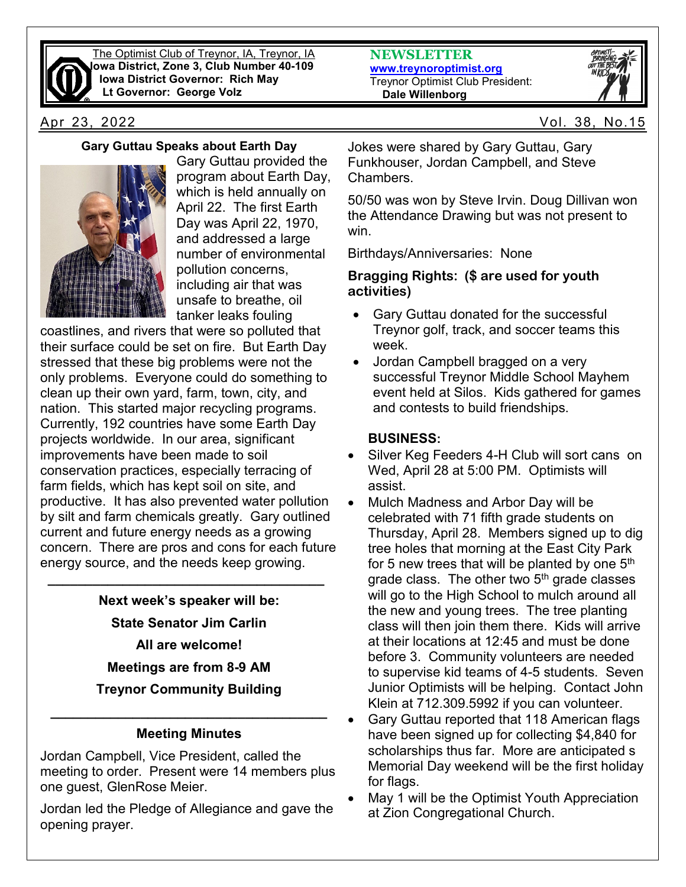The Optimist Club of Treynor, IA, Treynor, IA
**Iowa District, Zone 3, Club Number 40-109**
**Iowa District Governor: Rich May**
**Lt Governor: George Volz**

**NEWSLETTER**
**www.treynoroptimist.org**
Treynor Optimist Club President:
**Dale Willenborg**

Apr 23, 2022 Vol. 38, No.15

### Gary Guttau Speaks about Earth Day

Gary Guttau provided the program about Earth Day, which is held annually on April 22. The first Earth Day was April 22, 1970, and addressed a large number of environmental pollution concerns, including air that was unsafe to breathe, oil tanker leaks fouling coastlines, and rivers that were so polluted that their surface could be set on fire. But Earth Day stressed that these big problems were not the only problems. Everyone could do something to clean up their own yard, farm, town, city, and nation. This started major recycling programs. Currently, 192 countries have some Earth Day projects worldwide. In our area, significant improvements have been made to soil conservation practices, especially terracing of farm fields, which has kept soil on site, and productive. It has also prevented water pollution by silt and farm chemicals greatly. Gary outlined current and future energy needs as a growing concern. There are pros and cons for each future energy source, and the needs keep growing.

---

**Next week's speaker will be:**

**State Senator Jim Carlin**

**All are welcome!**

**Meetings are from 8-9 AM**

**Treynor Community Building**

---

### Meeting Minutes

Jordan Campbell, Vice President, called the meeting to order. Present were 14 members plus one guest, GlenRose Meier.

Jordan led the Pledge of Allegiance and gave the opening prayer.

Jokes were shared by Gary Guttau, Gary Funkhouser, Jordan Campbell, and Steve Chambers.

50/50 was won by Steve Irvin. Doug Dillivan won the Attendance Drawing but was not present to win.

Birthdays/Anniversaries: None

**Bragging Rights: ($ are used for youth activities)**

- Gary Guttau donated for the successful Treynor golf, track, and soccer teams this week.
- Jordan Campbell bragged on a very successful Treynor Middle School Mayhem event held at Silos. Kids gathered for games and contests to build friendships.

**BUSINESS:**

- Silver Keg Feeders 4-H Club will sort cans on Wed, April 28 at 5:00 PM. Optimists will assist.
- Mulch Madness and Arbor Day will be celebrated with 71 fifth grade students on Thursday, April 28. Members signed up to dig tree holes that morning at the East City Park for 5 new trees that will be planted by one 5th grade class. The other two 5th grade classes will go to the High School to mulch around all the new and young trees. The tree planting class will then join them there. Kids will arrive at their locations at 12:45 and must be done before 3. Community volunteers are needed to supervise kid teams of 4-5 students. Seven Junior Optimists will be helping. Contact John Klein at 712.309.5992 if you can volunteer.
- Gary Guttau reported that 118 American flags have been signed up for collecting $4,840 for scholarships thus far. More are anticipated s Memorial Day weekend will be the first holiday for flags.
- May 1 will be the Optimist Youth Appreciation at Zion Congregational Church.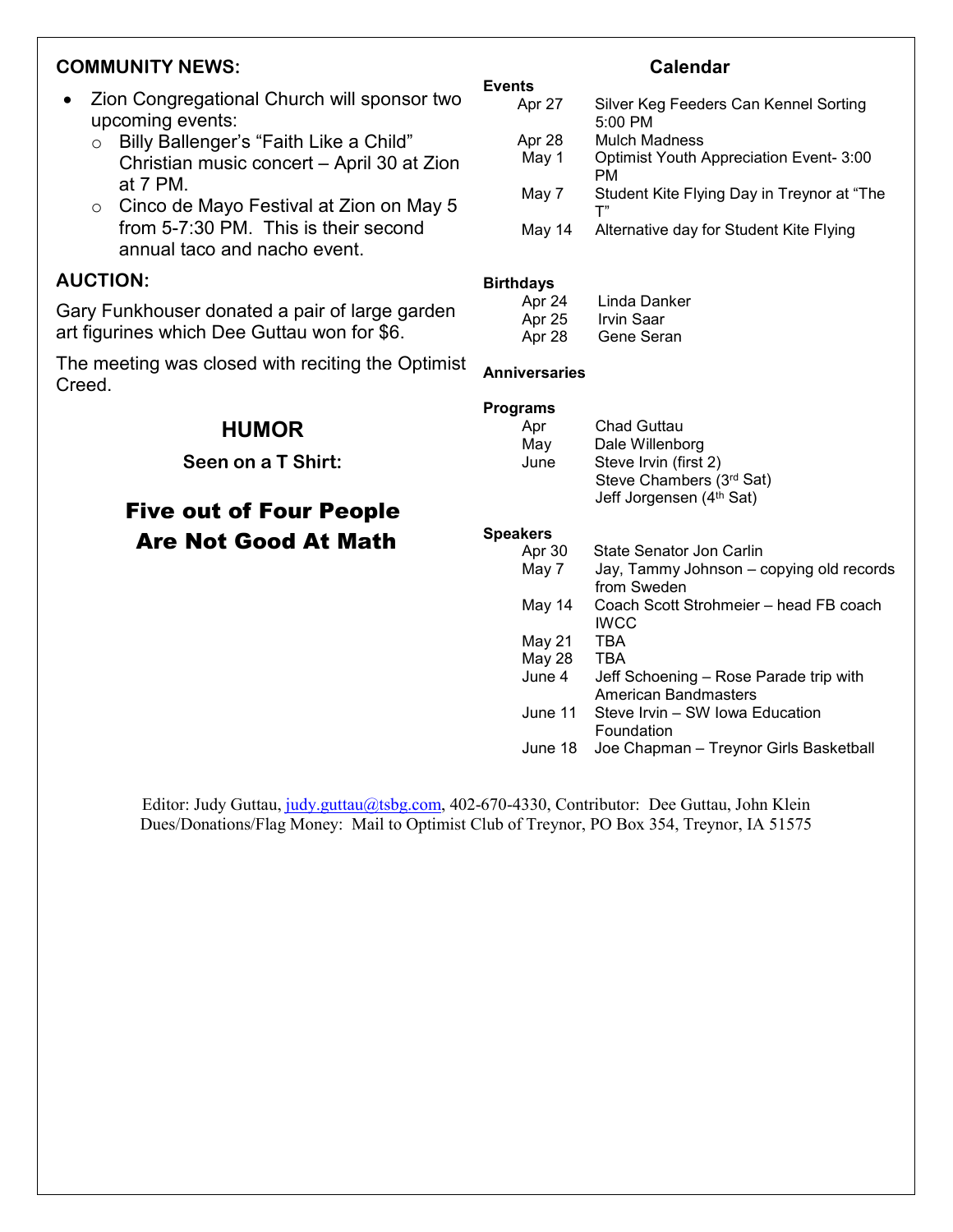## COMMUNITY NEWS:

- Zion Congregational Church will sponsor two upcoming events:
  - Billy Ballenger's "Faith Like a Child" Christian music concert – April 30 at Zion at 7 PM.
  - Cinco de Mayo Festival at Zion on May 5 from 5-7:30 PM. This is their second annual taco and nacho event.

## AUCTION:

Gary Funkhouser donated a pair of large garden art figurines which Dee Guttau won for $6.

The meeting was closed with reciting the Optimist Creed.

## HUMOR

**Seen on a T Shirt:**

**Five out of Four People Are Not Good At Math**

## Calendar

**Events**

| | |
|---|---|
| Apr 27 | Silver Keg Feeders Can Kennel Sorting 5:00 PM |
| Apr 28 | Mulch Madness |
| May 1 | Optimist Youth Appreciation Event- 3:00 PM |
| May 7 | Student Kite Flying Day in Treynor at "The T" |
| May 14 | Alternative day for Student Kite Flying |

**Birthdays**

| | |
|---|---|
| Apr 24 | Linda Danker |
| Apr 25 | Irvin Saar |
| Apr 28 | Gene Seran |

**Anniversaries**

**Programs**

| | |
|---|---|
| Apr | Chad Guttau |
| May | Dale Willenborg |
| June | Steve Irvin (first 2)<br>Steve Chambers (3rd Sat)<br>Jeff Jorgensen (4th Sat) |

**Speakers**

| | |
|---|---|
| Apr 30 | State Senator Jon Carlin |
| May 7 | Jay, Tammy Johnson – copying old records from Sweden |
| May 14 | Coach Scott Strohmeier – head FB coach IWCC |
| May 21 | TBA |
| May 28 | TBA |
| June 4 | Jeff Schoening – Rose Parade trip with American Bandmasters |
| June 11 | Steve Irvin – SW Iowa Education Foundation |
| June 18 | Joe Chapman – Treynor Girls Basketball |

Editor: Judy Guttau, judy.guttau@tsbg.com, 402-670-4330, Contributor: Dee Guttau, John Klein
Dues/Donations/Flag Money: Mail to Optimist Club of Treynor, PO Box 354, Treynor, IA 51575